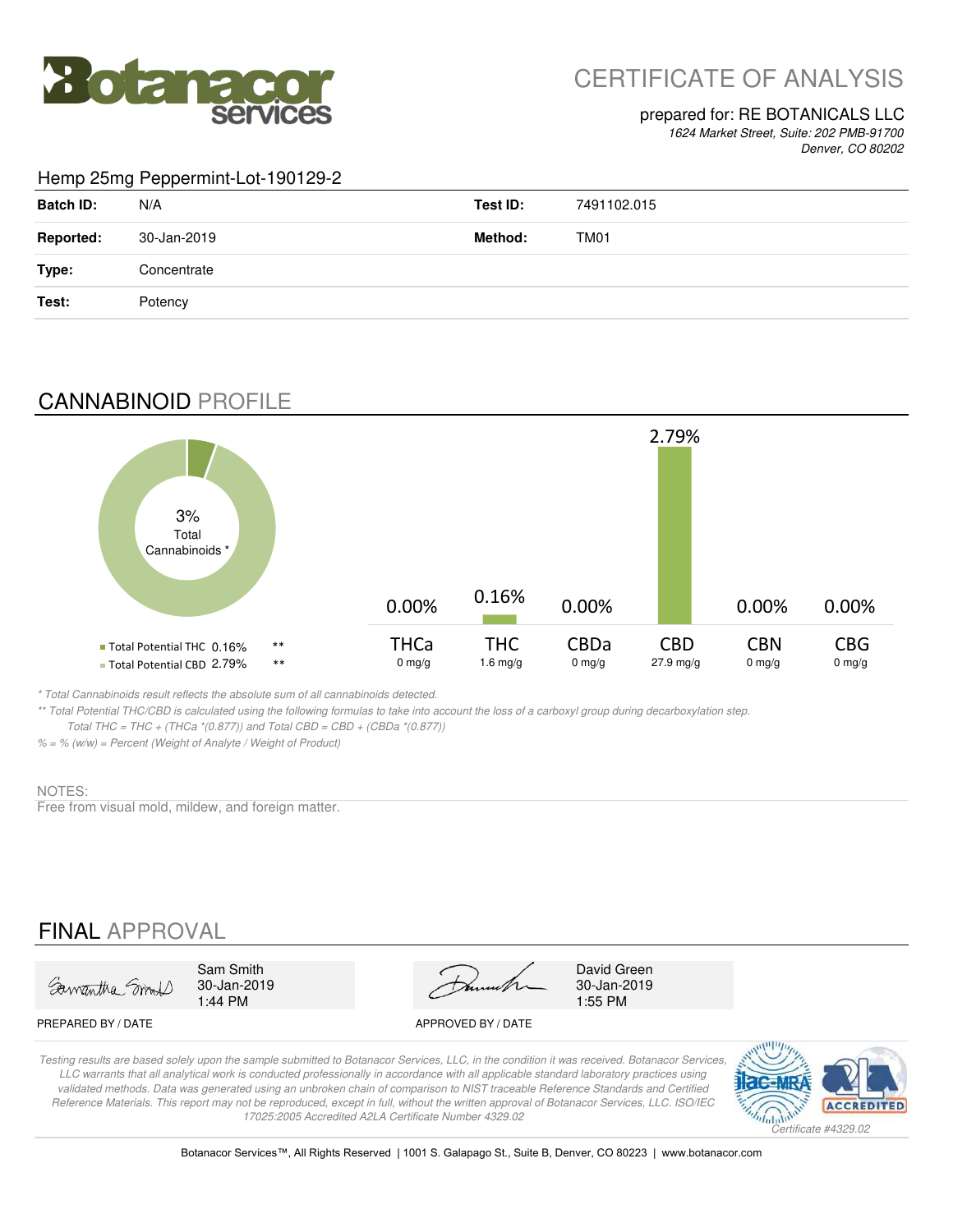# CERTIFICATE OF ANALYSIS

prepared for: RE BOTANICALS LLC
*1624 Market Street, Suite: 202 PMB-91700*
*Denver, CO 80202*

Hemp 25mg Peppermint-Lot-190129-2

| | | | |
|---|---|---|---|
| **Batch ID:** | N/A | **Test ID:** | 7491102.015 |
| **Reported:** | 30-Jan-2019 | **Method:** | TM01 |
| **Type:** | Concentrate | | |
| **Test:** | Potency | | |

## CANNABINOID PROFILE

3% Total Cannabinoids *

- Total Potential THC 0.16% **
- Total Potential CBD 2.79% **

| THCa | THC | CBDa | CBD | CBN | CBG |
|---|---|---|---|---|---|
| 0.00% | 0.16% | 0.00% | 2.79% | 0.00% | 0.00% |
| 0 mg/g | 1.6 mg/g | 0 mg/g | 27.9 mg/g | 0 mg/g | 0 mg/g |

*\* Total Cannabinoids result reflects the absolute sum of all cannabinoids detected.*

*\*\* Total Potential THC/CBD is calculated using the following formulas to take into account the loss of a carboxyl group during decarboxylation step.*
*Total THC = THC + (THCa \*(0.877)) and Total CBD = CBD + (CBDa \*(0.877))*

*% = % (w/w) = Percent (Weight of Analyte / Weight of Product)*

NOTES:
Free from visual mold, mildew, and foreign matter.

## FINAL APPROVAL

| PREPARED BY / DATE | APPROVED BY / DATE |
|---|---|
| Sam Smith, 30-Jan-2019, 1:44 PM | David Green, 30-Jan-2019, 1:55 PM |

*Testing results are based solely upon the sample submitted to Botanacor Services, LLC, in the condition it was received. Botanacor Services, LLC warrants that all analytical work is conducted professionally in accordance with all applicable standard laboratory practices using validated methods. Data was generated using an unbroken chain of comparison to NIST traceable Reference Standards and Certified Reference Materials. This report may not be reproduced, except in full, without the written approval of Botanacor Services, LLC. ISO/IEC 17025:2005 Accredited A2LA Certificate Number 4329.02*

*Certificate #4329.02*

Botanacor Services™, All Rights Reserved | 1001 S. Galapago St., Suite B, Denver, CO 80223 | www.botanacor.com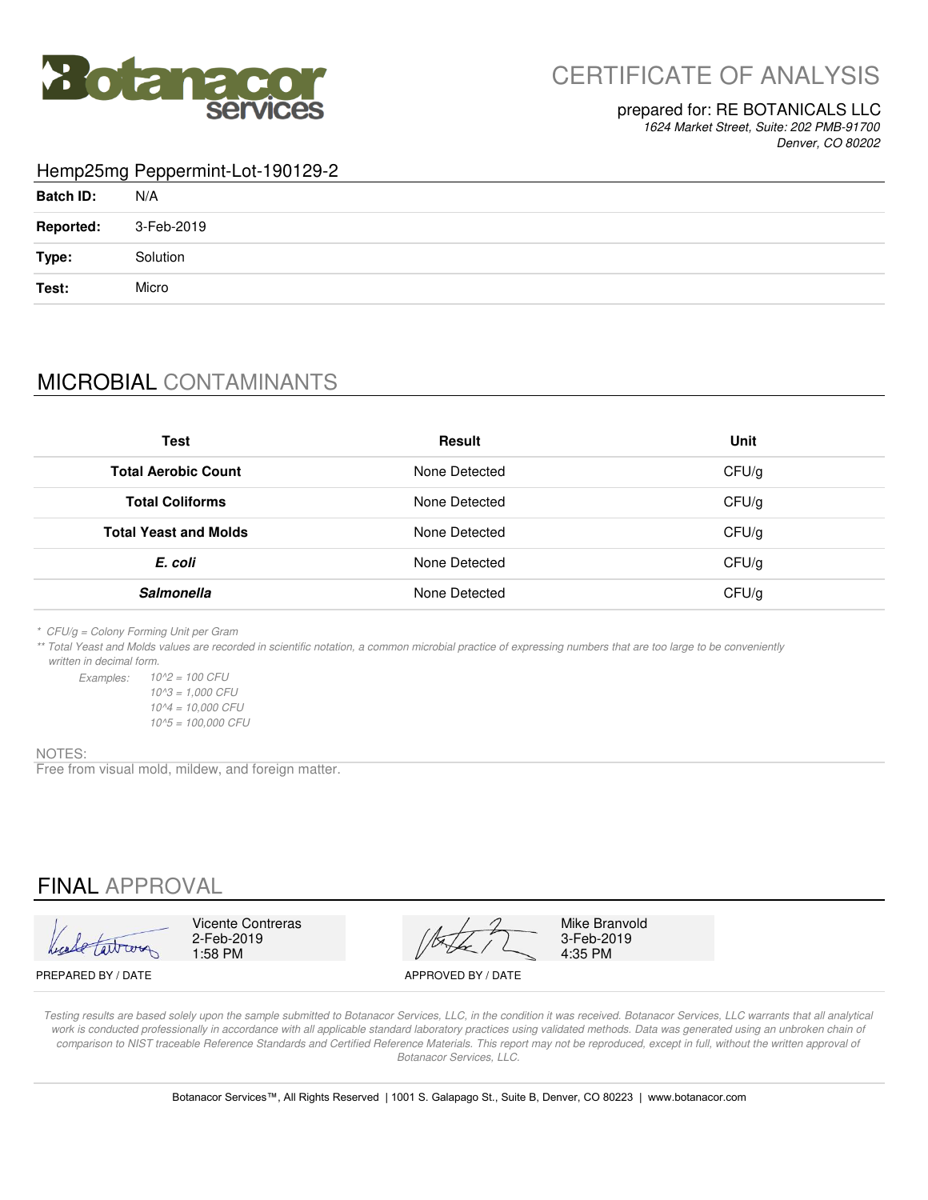**Botanacor services**

# CERTIFICATE OF ANALYSIS

prepared for: RE BOTANICALS LLC
*1624 Market Street, Suite: 202 PMB-91700*
*Denver, CO 80202*

## Hemp25mg Peppermint-Lot-190129-2

| | |
|---|---|
| **Batch ID:** | N/A |
| **Reported:** | 3-Feb-2019 |
| **Type:** | Solution |
| **Test:** | Micro |

## MICROBIAL CONTAMINANTS

| Test | Result | Unit |
|---|---|---|
| **Total Aerobic Count** | None Detected | CFU/g |
| **Total Coliforms** | None Detected | CFU/g |
| **Total Yeast and Molds** | None Detected | CFU/g |
| ***E. coli*** | None Detected | CFU/g |
| ***Salmonella*** | None Detected | CFU/g |

*\* CFU/g = Colony Forming Unit per Gram*

*\*\* Total Yeast and Molds values are recorded in scientific notation, a common microbial practice of expressing numbers that are too large to be conveniently written in decimal form.*

*Examples:*
*10^2 = 100 CFU*
*10^3 = 1,000 CFU*
*10^4 = 10,000 CFU*
*10^5 = 100,000 CFU*

NOTES:

Free from visual mold, mildew, and foreign matter.

## FINAL APPROVAL

| PREPARED BY / DATE | APPROVED BY / DATE |
|---|---|
| Vicente Contreras 2-Feb-2019 1:58 PM | Mike Branvold 3-Feb-2019 4:35 PM |

*Testing results are based solely upon the sample submitted to Botanacor Services, LLC, in the condition it was received. Botanacor Services, LLC warrants that all analytical work is conducted professionally in accordance with all applicable standard laboratory practices using validated methods. Data was generated using an unbroken chain of comparison to NIST traceable Reference Standards and Certified Reference Materials. This report may not be reproduced, except in full, without the written approval of Botanacor Services, LLC.*

Botanacor Services™, All Rights Reserved | 1001 S. Galapago St., Suite B, Denver, CO 80223 | www.botanacor.com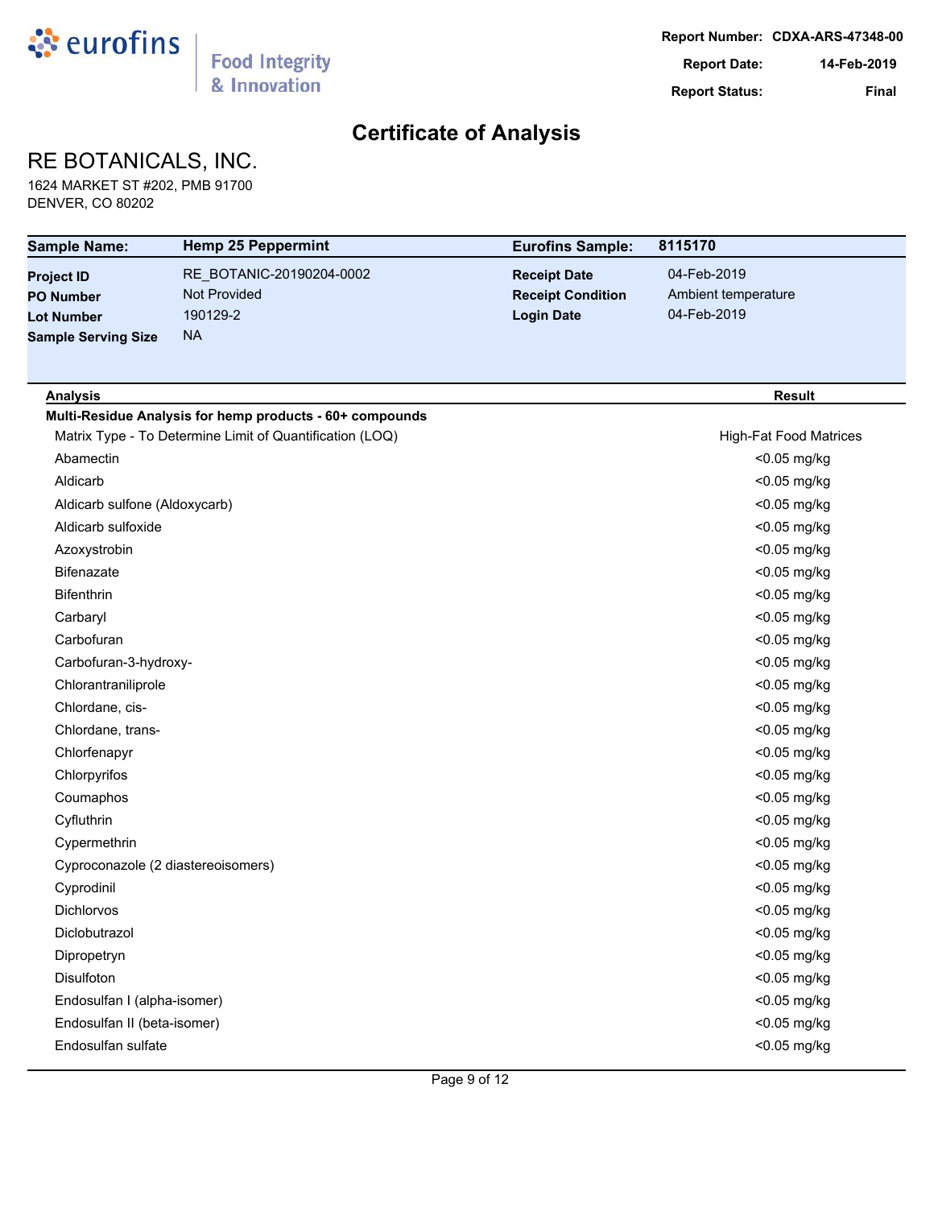**Report Number:** CDXA-ARS-47348-00
**Report Date:** 14-Feb-2019
**Report Status:** Final

# Certificate of Analysis

## RE BOTANICALS, INC.

1624 MARKET ST #202, PMB 91700
DENVER, CO 80202

| Sample Name: | Hemp 25 Peppermint | Eurofins Sample: | 8115170 |
|---|---|---|---|
| Project ID | RE_BOTANIC-20190204-0002 | Receipt Date | 04-Feb-2019 |
| PO Number | Not Provided | Receipt Condition | Ambient temperature |
| Lot Number | 190129-2 | Login Date | 04-Feb-2019 |
| Sample Serving Size | NA | | |

| Analysis | Result |
|---|---|
| **Multi-Residue Analysis for hemp products - 60+ compounds** | |
| Matrix Type - To Determine Limit of Quantification (LOQ) | High-Fat Food Matrices |
| Abamectin | <0.05 mg/kg |
| Aldicarb | <0.05 mg/kg |
| Aldicarb sulfone (Aldoxycarb) | <0.05 mg/kg |
| Aldicarb sulfoxide | <0.05 mg/kg |
| Azoxystrobin | <0.05 mg/kg |
| Bifenazate | <0.05 mg/kg |
| Bifenthrin | <0.05 mg/kg |
| Carbaryl | <0.05 mg/kg |
| Carbofuran | <0.05 mg/kg |
| Carbofuran-3-hydroxy- | <0.05 mg/kg |
| Chlorantraniliprole | <0.05 mg/kg |
| Chlordane, cis- | <0.05 mg/kg |
| Chlordane, trans- | <0.05 mg/kg |
| Chlorfenapyr | <0.05 mg/kg |
| Chlorpyrifos | <0.05 mg/kg |
| Coumaphos | <0.05 mg/kg |
| Cyfluthrin | <0.05 mg/kg |
| Cypermethrin | <0.05 mg/kg |
| Cyproconazole (2 diastereoisomers) | <0.05 mg/kg |
| Cyprodinil | <0.05 mg/kg |
| Dichlorvos | <0.05 mg/kg |
| Diclobutrazol | <0.05 mg/kg |
| Dipropetryn | <0.05 mg/kg |
| Disulfoton | <0.05 mg/kg |
| Endosulfan I (alpha-isomer) | <0.05 mg/kg |
| Endosulfan II (beta-isomer) | <0.05 mg/kg |
| Endosulfan sulfate | <0.05 mg/kg |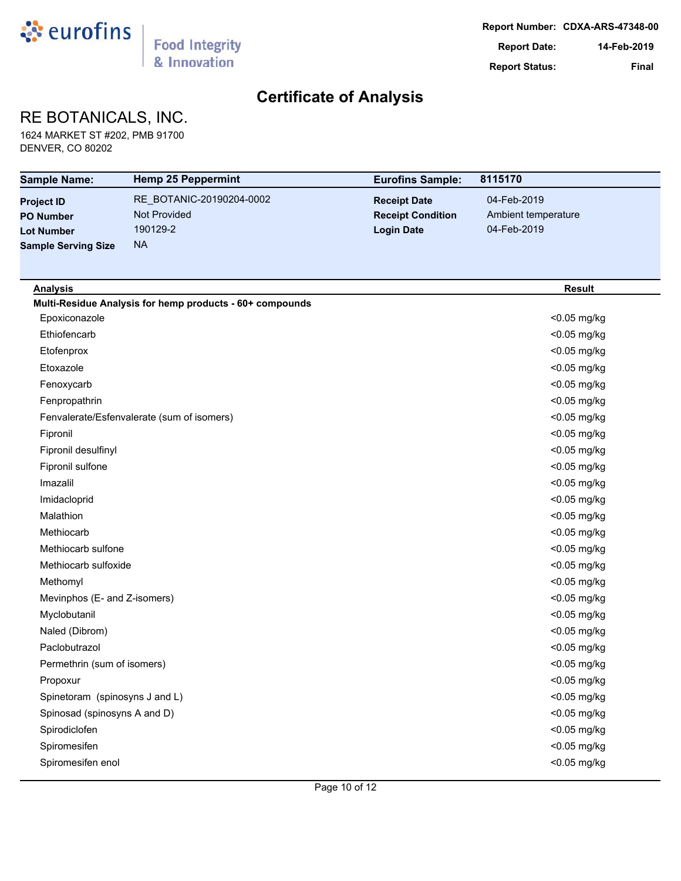Report Number: CDXA-ARS-47348-00
Report Date: 14-Feb-2019
Report Status: Final

# Certificate of Analysis

## RE BOTANICALS, INC.

1624 MARKET ST #202, PMB 91700
DENVER, CO 80202

| **Sample Name:** | **Hemp 25 Peppermint** | **Eurofins Sample:** | **8115170** |
|---|---|---|---|
| **Project ID** | RE_BOTANIC-20190204-0002 | **Receipt Date** | 04-Feb-2019 |
| **PO Number** | Not Provided | **Receipt Condition** | Ambient temperature |
| **Lot Number** | 190129-2 | **Login Date** | 04-Feb-2019 |
| **Sample Serving Size** | NA | | |

| Analysis | Result |
|---|---|
| **Multi-Residue Analysis for hemp products - 60+ compounds** | |
| Epoxiconazole | <0.05 mg/kg |
| Ethiofencarb | <0.05 mg/kg |
| Etofenprox | <0.05 mg/kg |
| Etoxazole | <0.05 mg/kg |
| Fenoxycarb | <0.05 mg/kg |
| Fenpropathrin | <0.05 mg/kg |
| Fenvalerate/Esfenvalerate (sum of isomers) | <0.05 mg/kg |
| Fipronil | <0.05 mg/kg |
| Fipronil desulfinyl | <0.05 mg/kg |
| Fipronil sulfone | <0.05 mg/kg |
| Imazalil | <0.05 mg/kg |
| Imidacloprid | <0.05 mg/kg |
| Malathion | <0.05 mg/kg |
| Methiocarb | <0.05 mg/kg |
| Methiocarb sulfone | <0.05 mg/kg |
| Methiocarb sulfoxide | <0.05 mg/kg |
| Methomyl | <0.05 mg/kg |
| Mevinphos (E- and Z-isomers) | <0.05 mg/kg |
| Myclobutanil | <0.05 mg/kg |
| Naled (Dibrom) | <0.05 mg/kg |
| Paclobutrazol | <0.05 mg/kg |
| Permethrin (sum of isomers) | <0.05 mg/kg |
| Propoxur | <0.05 mg/kg |
| Spinetoram (spinosyns J and L) | <0.05 mg/kg |
| Spinosad (spinosyns A and D) | <0.05 mg/kg |
| Spirodiclofen | <0.05 mg/kg |
| Spiromesifen | <0.05 mg/kg |
| Spiromesifen enol | <0.05 mg/kg |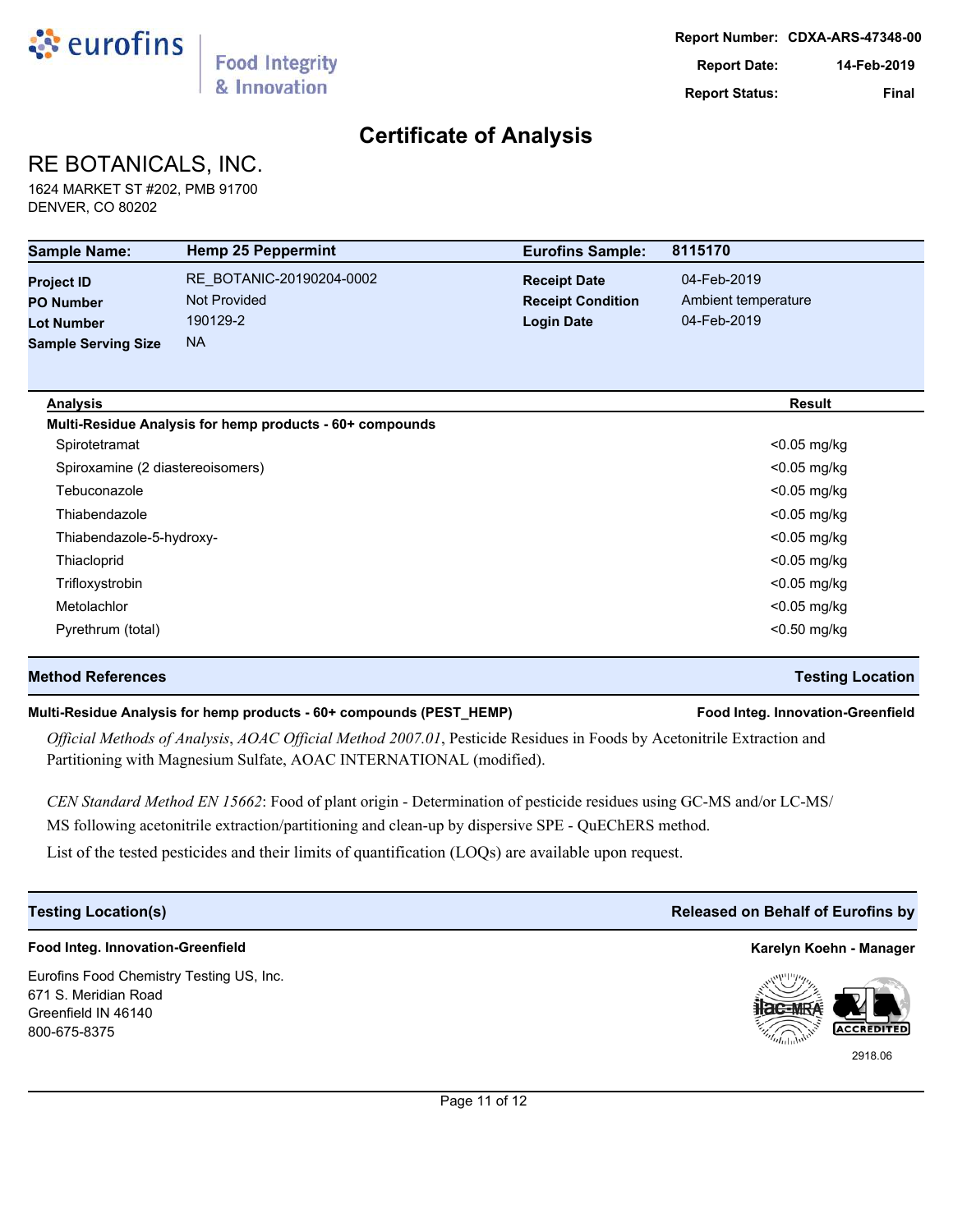Report Number: CDXA-ARS-47348-00
Report Date: 14-Feb-2019
Report Status: Final

# Certificate of Analysis

## RE BOTANICALS, INC.

1624 MARKET ST #202, PMB 91700
DENVER, CO 80202

| Sample Name: | Hemp 25 Peppermint | Eurofins Sample: | 8115170 |
|---|---|---|---|
| Project ID | RE_BOTANIC-20190204-0002 | Receipt Date | 04-Feb-2019 |
| PO Number | Not Provided | Receipt Condition | Ambient temperature |
| Lot Number | 190129-2 | Login Date | 04-Feb-2019 |
| Sample Serving Size | NA | | |

| Analysis | Result |
|---|---|
| **Multi-Residue Analysis for hemp products - 60+ compounds** | |
| Spirotetramat | <0.05 mg/kg |
| Spiroxamine (2 diastereoisomers) | <0.05 mg/kg |
| Tebuconazole | <0.05 mg/kg |
| Thiabendazole | <0.05 mg/kg |
| Thiabendazole-5-hydroxy- | <0.05 mg/kg |
| Thiacloprid | <0.05 mg/kg |
| Trifloxystrobin | <0.05 mg/kg |
| Metolachlor | <0.05 mg/kg |
| Pyrethrum (total) | <0.50 mg/kg |

| Method References | Testing Location |
|---|---|
| **Multi-Residue Analysis for hemp products - 60+ compounds (PEST_HEMP)** | **Food Integ. Innovation-Greenfield** |

*Official Methods of Analysis*, *AOAC Official Method 2007.01*, Pesticide Residues in Foods by Acetonitrile Extraction and Partitioning with Magnesium Sulfate, AOAC INTERNATIONAL (modified).

*CEN Standard Method EN 15662*: Food of plant origin - Determination of pesticide residues using GC-MS and/or LC-MS/MS following acetonitrile extraction/partitioning and clean-up by dispersive SPE - QuEChERS method.

List of the tested pesticides and their limits of quantification (LOQs) are available upon request.

| Testing Location(s) | Released on Behalf of Eurofins by |
|---|---|
| **Food Integ. Innovation-Greenfield** | **Karelyn Koehn - Manager** |

Eurofins Food Chemistry Testing US, Inc.
671 S. Meridian Road
Greenfield IN 46140
800-675-8375

2918.06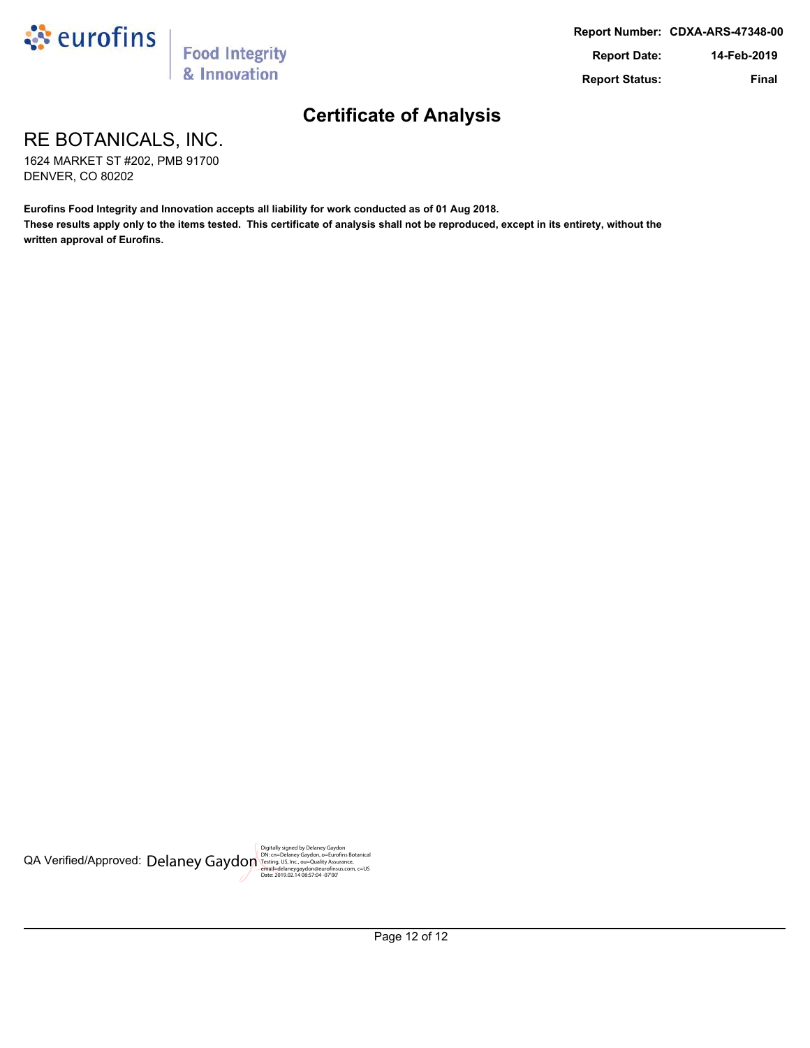Report Number: CDXA-ARS-47348-00

Report Date: 14-Feb-2019

Report Status: Final

# Certificate of Analysis

## RE BOTANICALS, INC.

1624 MARKET ST #202, PMB 91700
DENVER, CO 80202

**Eurofins Food Integrity and Innovation accepts all liability for work conducted as of 01 Aug 2018.**
**These results apply only to the items tested. This certificate of analysis shall not be reproduced, except in its entirety, without the written approval of Eurofins.**

QA Verified/Approved: Delaney Gaydon

Digitally signed by Delaney Gaydon
DN: cn=Delaney Gaydon, o=Eurofins Botanical Testing, US, Inc., ou=Quality Assurance, email=delaneygaydon@eurofinsus.com, c=US
Date: 2019.02.14 08:57:04 -07'00'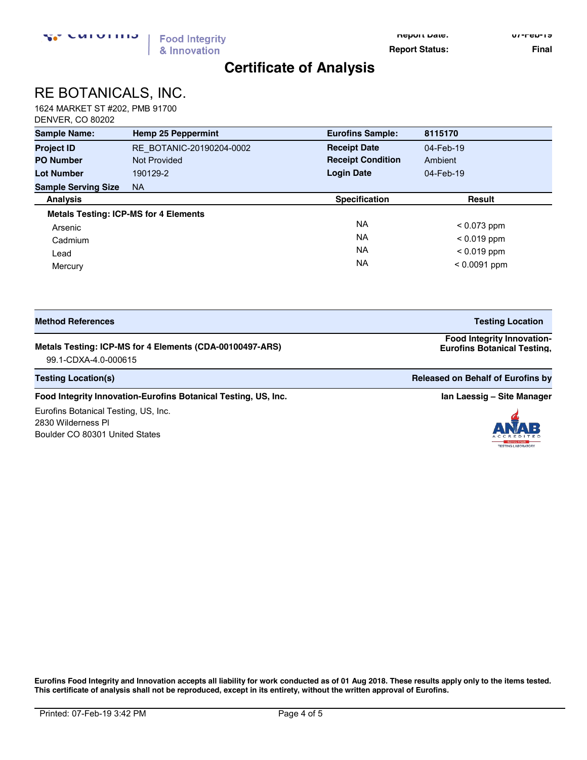**Report Date:** 07-Feb-19
**Report Status:** Final

# Certificate of Analysis

## RE BOTANICALS, INC.

1624 MARKET ST #202, PMB 91700
DENVER, CO 80202

| | | | |
|---|---|---|---|
| **Sample Name:** | **Hemp 25 Peppermint** | **Eurofins Sample:** | **8115170** |
| **Project ID** | RE_BOTANIC-20190204-0002 | **Receipt Date** | 04-Feb-19 |
| **PO Number** | Not Provided | **Receipt Condition** | Ambient |
| **Lot Number** | 190129-2 | **Login Date** | 04-Feb-19 |
| **Sample Serving Size** | NA | | |

| Analysis | Specification | Result |
|---|---|---|
| **Metals Testing: ICP-MS for 4 Elements** | | |
| Arsenic | NA | < 0.073 ppm |
| Cadmium | NA | < 0.019 ppm |
| Lead | NA | < 0.019 ppm |
| Mercury | NA | < 0.0091 ppm |

| Method References | Testing Location |
|---|---|
| **Metals Testing: ICP-MS for 4 Elements (CDA-00100497-ARS)** 99.1-CDXA-4.0-000615 | **Food Integrity Innovation-Eurofins Botanical Testing,** |

| Testing Location(s) | Released on Behalf of Eurofins by |
|---|---|
| **Food Integrity Innovation-Eurofins Botanical Testing, US, Inc.** | **Ian Laessig – Site Manager** |

Eurofins Botanical Testing, US, Inc.
2830 Wilderness Pl
Boulder CO 80301 United States

**Eurofins Food Integrity and Innovation accepts all liability for work conducted as of 01 Aug 2018. These results apply only to the items tested. This certificate of analysis shall not be reproduced, except in its entirety, without the written approval of Eurofins.**

Printed: 07-Feb-19 3:42 PM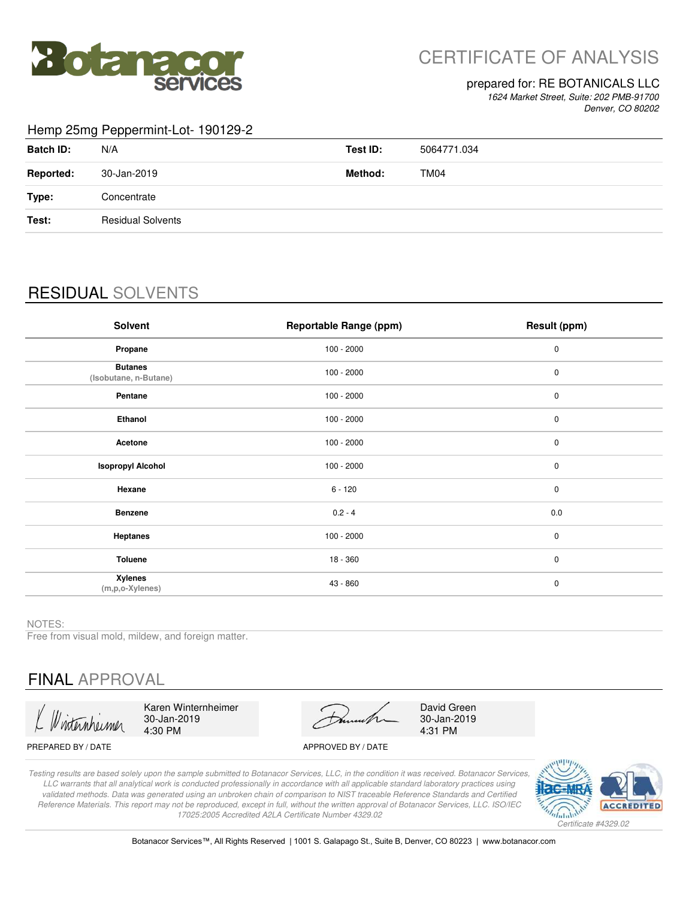# CERTIFICATE OF ANALYSIS

prepared for: RE BOTANICALS LLC
*1624 Market Street, Suite: 202 PMB-91700*
*Denver, CO 80202*

## Hemp 25mg Peppermint-Lot- 190129-2

| | | | |
|---|---|---|---|
| **Batch ID:** | N/A | **Test ID:** | 5064771.034 |
| **Reported:** | 30-Jan-2019 | **Method:** | TM04 |
| **Type:** | Concentrate | | |
| **Test:** | Residual Solvents | | |

## RESIDUAL SOLVENTS

| Solvent | Reportable Range (ppm) | Result (ppm) |
|---|---|---|
| **Propane** | 100 - 2000 | 0 |
| **Butanes** (Isobutane, n-Butane) | 100 - 2000 | 0 |
| **Pentane** | 100 - 2000 | 0 |
| **Ethanol** | 100 - 2000 | 0 |
| **Acetone** | 100 - 2000 | 0 |
| **Isopropyl Alcohol** | 100 - 2000 | 0 |
| **Hexane** | 6 - 120 | 0 |
| **Benzene** | 0.2 - 4 | 0.0 |
| **Heptanes** | 100 - 2000 | 0 |
| **Toluene** | 18 - 360 | 0 |
| **Xylenes** (m,p,o-Xylenes) | 43 - 860 | 0 |

NOTES:
Free from visual mold, mildew, and foreign matter.

## FINAL APPROVAL

| | |
|---|---|
| Karen Winternheimer<br>30-Jan-2019<br>4:30 PM | David Green<br>30-Jan-2019<br>4:31 PM |
| PREPARED BY / DATE | APPROVED BY / DATE |

*Testing results are based solely upon the sample submitted to Botanacor Services, LLC, in the condition it was received. Botanacor Services, LLC warrants that all analytical work is conducted professionally in accordance with all applicable standard laboratory practices using validated methods. Data was generated using an unbroken chain of comparison to NIST traceable Reference Standards and Certified Reference Materials. This report may not be reproduced, except in full, without the written approval of Botanacor Services, LLC. ISO/IEC 17025:2005 Accredited A2LA Certificate Number 4329.02*

*Certificate #4329.02*

Botanacor Services™, All Rights Reserved | 1001 S. Galapago St., Suite B, Denver, CO 80223 | www.botanacor.com